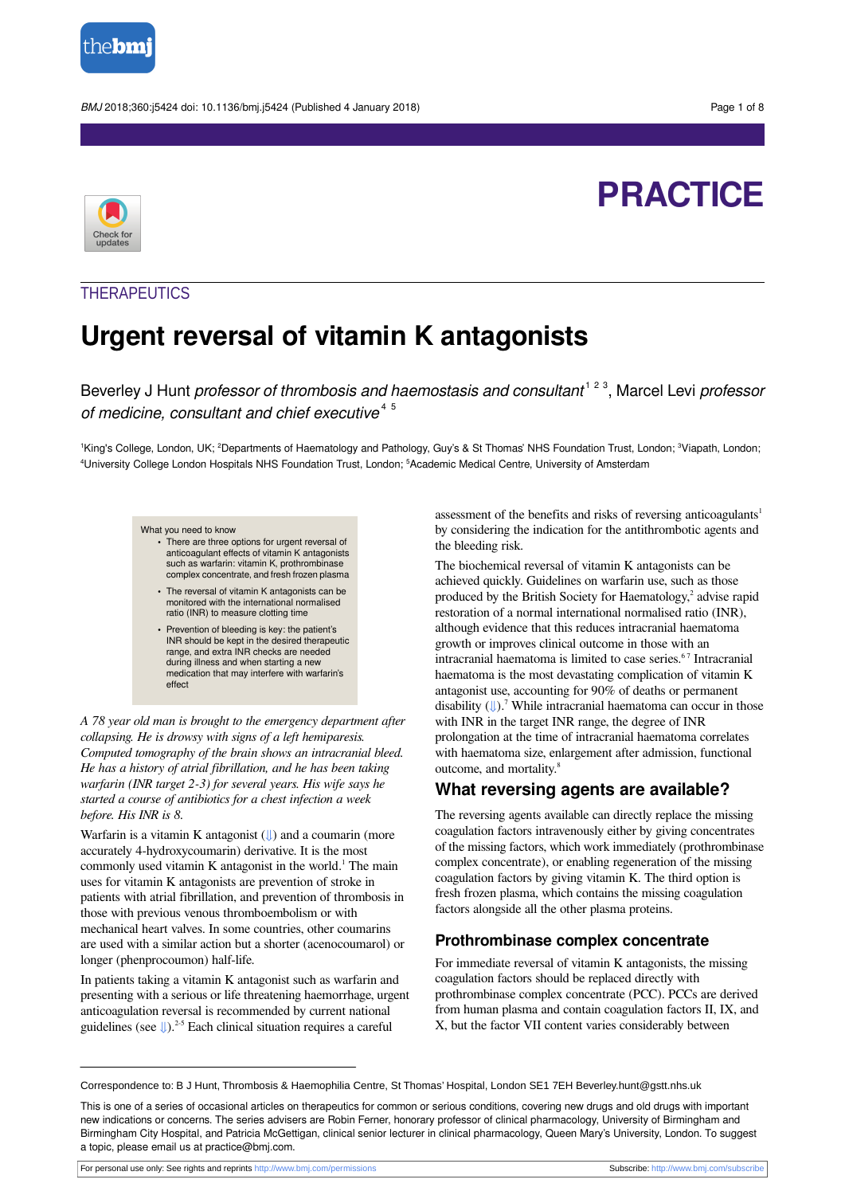# PRACTICE

## THERAPEUTICS

# Urgent reversal of vitamin K antagonists

Beverley J Hunt *professor of thrombosis and haemostasis and consultant*[1 2 3], Marcel Levi *professor of medicine, consultant and chief executive*[4 5]

[1]King's College, London, UK; [2]Departments of Haematology and Pathology, Guy's & St Thomas' NHS Foundation Trust, London; [3]Viapath, London; [4]University College London Hospitals NHS Foundation Trust, London; [5]Academic Medical Centre, University of Amsterdam

What you need to know

- There are three options for urgent reversal of anticoagulant effects of vitamin K antagonists such as warfarin: vitamin K, prothrombinase complex concentrate, and fresh frozen plasma
- The reversal of vitamin K antagonists can be monitored with the international normalised ratio (INR) to measure clotting time
- Prevention of bleeding is key: the patient's INR should be kept in the desired therapeutic range, and extra INR checks are needed during illness and when starting a new medication that may interfere with warfarin's effect

*A 78 year old man is brought to the emergency department after collapsing. He is drowsy with signs of a left hemiparesis. Computed tomography of the brain shows an intracranial bleed. He has a history of atrial fibrillation, and he has been taking warfarin (INR target 2-3) for several years. His wife says he started a course of antibiotics for a chest infection a week before. His INR is 8.*

Warfarin is a vitamin K antagonist (⇓) and a coumarin (more accurately 4-hydroxycoumarin) derivative. It is the most commonly used vitamin K antagonist in the world.[1] The main uses for vitamin K antagonists are prevention of stroke in patients with atrial fibrillation, and prevention of thrombosis in those with previous venous thromboembolism or with mechanical heart valves. In some countries, other coumarins are used with a similar action but a shorter (acenocoumarol) or longer (phenprocoumon) half-life.

In patients taking a vitamin K antagonist such as warfarin and presenting with a serious or life threatening haemorrhage, urgent anticoagulation reversal is recommended by current national guidelines (see ⇓).[2-5] Each clinical situation requires a careful assessment of the benefits and risks of reversing anticoagulants[1] by considering the indication for the antithrombotic agents and the bleeding risk.

The biochemical reversal of vitamin K antagonists can be achieved quickly. Guidelines on warfarin use, such as those produced by the British Society for Haematology,[2] advise rapid restoration of a normal international normalised ratio (INR), although evidence that this reduces intracranial haematoma growth or improves clinical outcome in those with an intracranial haematoma is limited to case series.[6 7] Intracranial haematoma is the most devastating complication of vitamin K antagonist use, accounting for 90% of deaths or permanent disability (⇓).[7] While intracranial haematoma can occur in those with INR in the target INR range, the degree of INR prolongation at the time of intracranial haematoma correlates with haematoma size, enlargement after admission, functional outcome, and mortality.[8]

## What reversing agents are available?

The reversing agents available can directly replace the missing coagulation factors intravenously either by giving concentrates of the missing factors, which work immediately (prothrombinase complex concentrate), or enabling regeneration of the missing coagulation factors by giving vitamin K. The third option is fresh frozen plasma, which contains the missing coagulation factors alongside all the other plasma proteins.

### Prothrombinase complex concentrate

For immediate reversal of vitamin K antagonists, the missing coagulation factors should be replaced directly with prothrombinase complex concentrate (PCC). PCCs are derived from human plasma and contain coagulation factors II, IX, and X, but the factor VII content varies considerably between

Correspondence to: B J Hunt, Thrombosis & Haemophilia Centre, St Thomas' Hospital, London SE1 7EH Beverley.hunt@gstt.nhs.uk

This is one of a series of occasional articles on therapeutics for common or serious conditions, covering new drugs and old drugs with important new indications or concerns. The series advisers are Robin Ferner, honorary professor of clinical pharmacology, University of Birmingham and Birmingham City Hospital, and Patricia McGettigan, clinical senior lecturer in clinical pharmacology, Queen Mary's University, London. To suggest a topic, please email us at practice@bmj.com.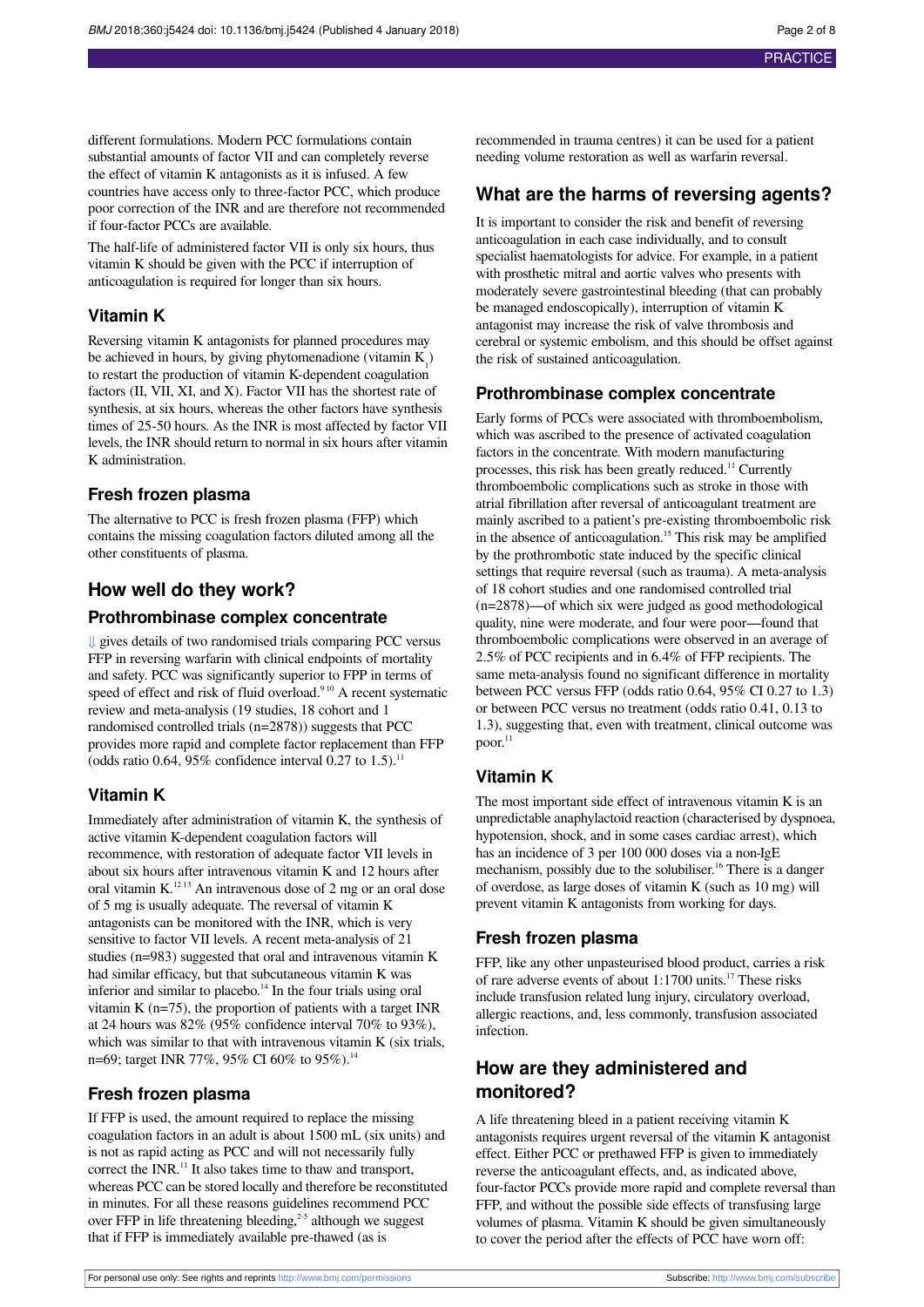different formulations. Modern PCC formulations contain substantial amounts of factor VII and can completely reverse the effect of vitamin K antagonists as it is infused. A few countries have access only to three-factor PCC, which produce poor correction of the INR and are therefore not recommended if four-factor PCCs are available.

The half-life of administered factor VII is only six hours, thus vitamin K should be given with the PCC if interruption of anticoagulation is required for longer than six hours.

### Vitamin K

Reversing vitamin K antagonists for planned procedures may be achieved in hours, by giving phytomenadione (vitamin $K_1$) to restart the production of vitamin K-dependent coagulation factors (II, VII, XI, and X). Factor VII has the shortest rate of synthesis, at six hours, whereas the other factors have synthesis times of 25-50 hours. As the INR is most affected by factor VII levels, the INR should return to normal in six hours after vitamin K administration.

### Fresh frozen plasma

The alternative to PCC is fresh frozen plasma (FFP) which contains the missing coagulation factors diluted among all the other constituents of plasma.

## How well do they work?

### Prothrombinase complex concentrate

⇓ gives details of two randomised trials comparing PCC versus FFP in reversing warfarin with clinical endpoints of mortality and safety. PCC was significantly superior to FPP in terms of speed of effect and risk of fluid overload.[9,10] A recent systematic review and meta-analysis (19 studies, 18 cohort and 1 randomised controlled trials (n=2878)) suggests that PCC provides more rapid and complete factor replacement than FFP (odds ratio 0.64, 95% confidence interval 0.27 to 1.5).[11]

### Vitamin K

Immediately after administration of vitamin K, the synthesis of active vitamin K-dependent coagulation factors will recommence, with restoration of adequate factor VII levels in about six hours after intravenous vitamin K and 12 hours after oral vitamin K.[12,13] An intravenous dose of 2 mg or an oral dose of 5 mg is usually adequate. The reversal of vitamin K antagonists can be monitored with the INR, which is very sensitive to factor VII levels. A recent meta-analysis of 21 studies (n=983) suggested that oral and intravenous vitamin K had similar efficacy, but that subcutaneous vitamin K was inferior and similar to placebo.[14] In the four trials using oral vitamin K (n=75), the proportion of patients with a target INR at 24 hours was 82% (95% confidence interval 70% to 93%), which was similar to that with intravenous vitamin K (six trials, n=69; target INR 77%, 95% CI 60% to 95%).[14]

### Fresh frozen plasma

If FFP is used, the amount required to replace the missing coagulation factors in an adult is about 1500 mL (six units) and is not as rapid acting as PCC and will not necessarily fully correct the INR.[11] It also takes time to thaw and transport, whereas PCC can be stored locally and therefore be reconstituted in minutes. For all these reasons guidelines recommend PCC over FFP in life threatening bleeding,[2-5] although we suggest that if FFP is immediately available pre-thawed (as is recommended in trauma centres) it can be used for a patient needing volume restoration as well as warfarin reversal.

## What are the harms of reversing agents?

It is important to consider the risk and benefit of reversing anticoagulation in each case individually, and to consult specialist haematologists for advice. For example, in a patient with prosthetic mitral and aortic valves who presents with moderately severe gastrointestinal bleeding (that can probably be managed endoscopically), interruption of vitamin K antagonist may increase the risk of valve thrombosis and cerebral or systemic embolism, and this should be offset against the risk of sustained anticoagulation.

### Prothrombinase complex concentrate

Early forms of PCCs were associated with thromboembolism, which was ascribed to the presence of activated coagulation factors in the concentrate. With modern manufacturing processes, this risk has been greatly reduced.[11] Currently thromboembolic complications such as stroke in those with atrial fibrillation after reversal of anticoagulant treatment are mainly ascribed to a patient's pre-existing thromboembolic risk in the absence of anticoagulation.[15] This risk may be amplified by the prothrombotic state induced by the specific clinical settings that require reversal (such as trauma). A meta-analysis of 18 cohort studies and one randomised controlled trial (n=2878)—of which six were judged as good methodological quality, nine were moderate, and four were poor—found that thromboembolic complications were observed in an average of 2.5% of PCC recipients and in 6.4% of FFP recipients. The same meta-analysis found no significant difference in mortality between PCC versus FFP (odds ratio 0.64, 95% CI 0.27 to 1.3) or between PCC versus no treatment (odds ratio 0.41, 0.13 to 1.3), suggesting that, even with treatment, clinical outcome was poor.[11]

### Vitamin K

The most important side effect of intravenous vitamin K is an unpredictable anaphylactoid reaction (characterised by dyspnoea, hypotension, shock, and in some cases cardiac arrest), which has an incidence of 3 per 100 000 doses via a non-IgE mechanism, possibly due to the solubiliser.[16] There is a danger of overdose, as large doses of vitamin K (such as 10 mg) will prevent vitamin K antagonists from working for days.

### Fresh frozen plasma

FFP, like any other unpasteurised blood product, carries a risk of rare adverse events of about 1:1700 units.[17] These risks include transfusion related lung injury, circulatory overload, allergic reactions, and, less commonly, transfusion associated infection.

## How are they administered and monitored?

A life threatening bleed in a patient receiving vitamin K antagonists requires urgent reversal of the vitamin K antagonist effect. Either PCC or prethawed FFP is given to immediately reverse the anticoagulant effects, and, as indicated above, four-factor PCCs provide more rapid and complete reversal than FFP, and without the possible side effects of transfusing large volumes of plasma. Vitamin K should be given simultaneously to cover the period after the effects of PCC have worn off: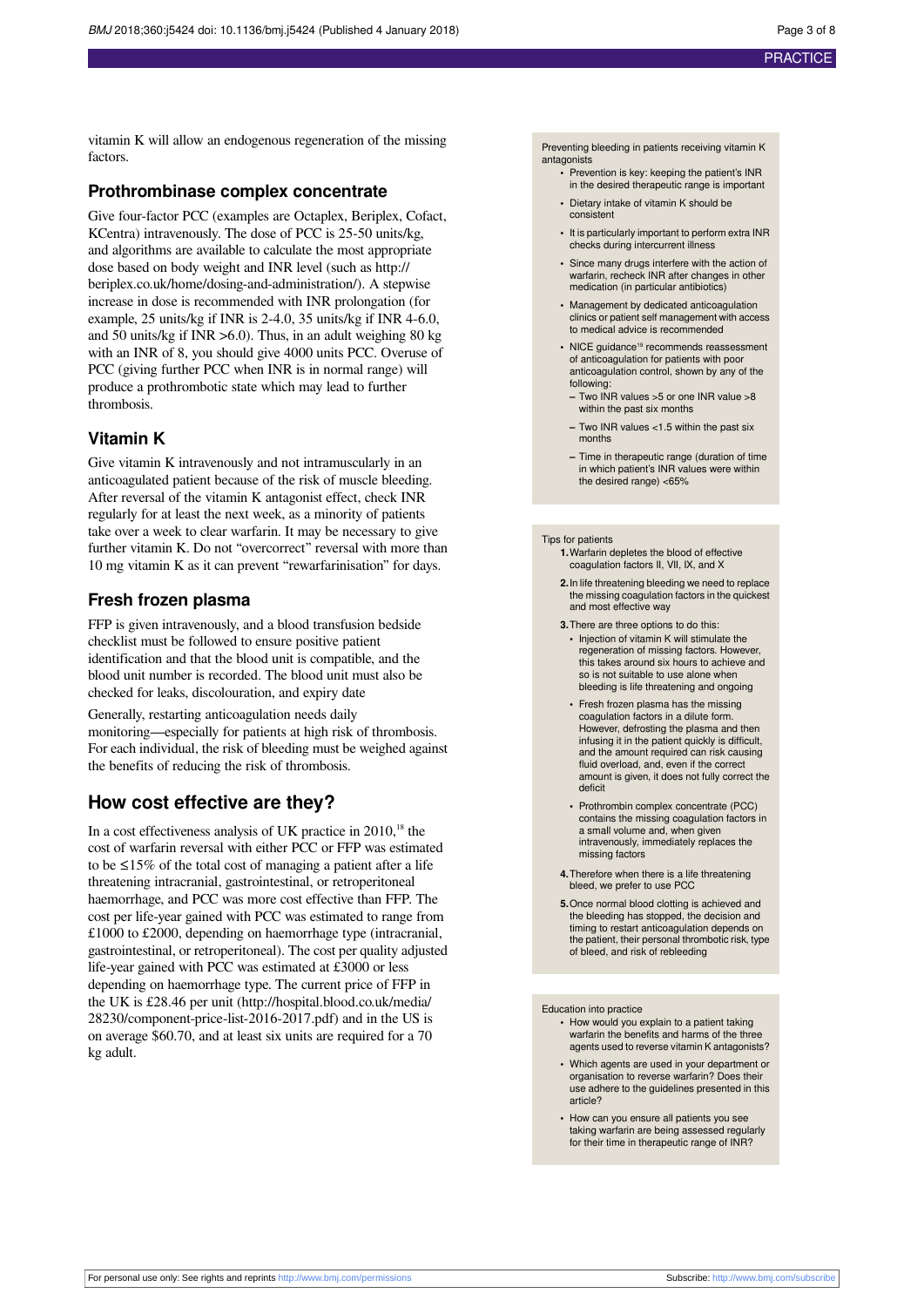vitamin K will allow an endogenous regeneration of the missing factors.

## Prothrombinase complex concentrate

Give four-factor PCC (examples are Octaplex, Beriplex, Cofact, KCentra) intravenously. The dose of PCC is 25-50 units/kg, and algorithms are available to calculate the most appropriate dose based on body weight and INR level (such as http://beriplex.co.uk/home/dosing-and-administration/). A stepwise increase in dose is recommended with INR prolongation (for example, 25 units/kg if INR is 2-4.0, 35 units/kg if INR 4-6.0, and 50 units/kg if INR >6.0). Thus, in an adult weighing 80 kg with an INR of 8, you should give 4000 units PCC. Overuse of PCC (giving further PCC when INR is in normal range) will produce a prothrombotic state which may lead to further thrombosis.

## Vitamin K

Give vitamin K intravenously and not intramuscularly in an anticoagulated patient because of the risk of muscle bleeding. After reversal of the vitamin K antagonist effect, check INR regularly for at least the next week, as a minority of patients take over a week to clear warfarin. It may be necessary to give further vitamin K. Do not "overcorrect" reversal with more than 10 mg vitamin K as it can prevent "rewarfarinisation" for days.

## Fresh frozen plasma

FFP is given intravenously, and a blood transfusion bedside checklist must be followed to ensure positive patient identification and that the blood unit is compatible, and the blood unit number is recorded. The blood unit must also be checked for leaks, discolouration, and expiry date

Generally, restarting anticoagulation needs daily monitoring—especially for patients at high risk of thrombosis. For each individual, the risk of bleeding must be weighed against the benefits of reducing the risk of thrombosis.

## How cost effective are they?

In a cost effectiveness analysis of UK practice in 2010,[18] the cost of warfarin reversal with either PCC or FFP was estimated to be ≤15% of the total cost of managing a patient after a life threatening intracranial, gastrointestinal, or retroperitoneal haemorrhage, and PCC was more cost effective than FFP. The cost per life-year gained with PCC was estimated to range from £1000 to £2000, depending on haemorrhage type (intracranial, gastrointestinal, or retroperitoneal). The cost per quality adjusted life-year gained with PCC was estimated at £3000 or less depending on haemorrhage type. The current price of FFP in the UK is £28.46 per unit (http://hospital.blood.co.uk/media/28230/component-price-list-2016-2017.pdf) and in the US is on average $60.70, and at least six units are required for a 70 kg adult.

**Preventing bleeding in patients receiving vitamin K antagonists**

- Prevention is key: keeping the patient's INR in the desired therapeutic range is important
- Dietary intake of vitamin K should be consistent
- It is particularly important to perform extra INR checks during intercurrent illness
- Since many drugs interfere with the action of warfarin, recheck INR after changes in other medication (in particular antibiotics)
- Management by dedicated anticoagulation clinics or patient self management with access to medical advice is recommended
- NICE guidance[19] recommends reassessment of anticoagulation for patients with poor anticoagulation control, shown by any of the following:
  - Two INR values >5 or one INR value >8 within the past six months
  - Two INR values <1.5 within the past six months
  - Time in therapeutic range (duration of time in which patient's INR values were within the desired range) <65%

**Tips for patients**

1. Warfarin depletes the blood of effective coagulation factors II, VII, IX, and X
2. In life threatening bleeding we need to replace the missing coagulation factors in the quickest and most effective way
3. There are three options to do this:
   - Injection of vitamin K will stimulate the regeneration of missing factors. However, this takes around six hours to achieve and so is not suitable to use alone when bleeding is life threatening and ongoing
   - Fresh frozen plasma has the missing coagulation factors in a dilute form. However, defrosting the plasma and then infusing it in the patient quickly is difficult, and the amount required can risk causing fluid overload, and, even if the correct amount is given, it does not fully correct the deficit
   - Prothrombin complex concentrate (PCC) contains the missing coagulation factors in a small volume and, when given intravenously, immediately replaces the missing factors
4. Therefore when there is a life threatening bleed, we prefer to use PCC
5. Once normal blood clotting is achieved and the bleeding has stopped, the decision and timing to restart anticoagulation depends on the patient, their personal thrombotic risk, type of bleed, and risk of rebleeding

**Education into practice**

- How would you explain to a patient taking warfarin the benefits and harms of the three agents used to reverse vitamin K antagonists?
- Which agents are used in your department or organisation to reverse warfarin? Does their use adhere to the guidelines presented in this article?
- How can you ensure all patients you see taking warfarin are being assessed regularly for their time in therapeutic range of INR?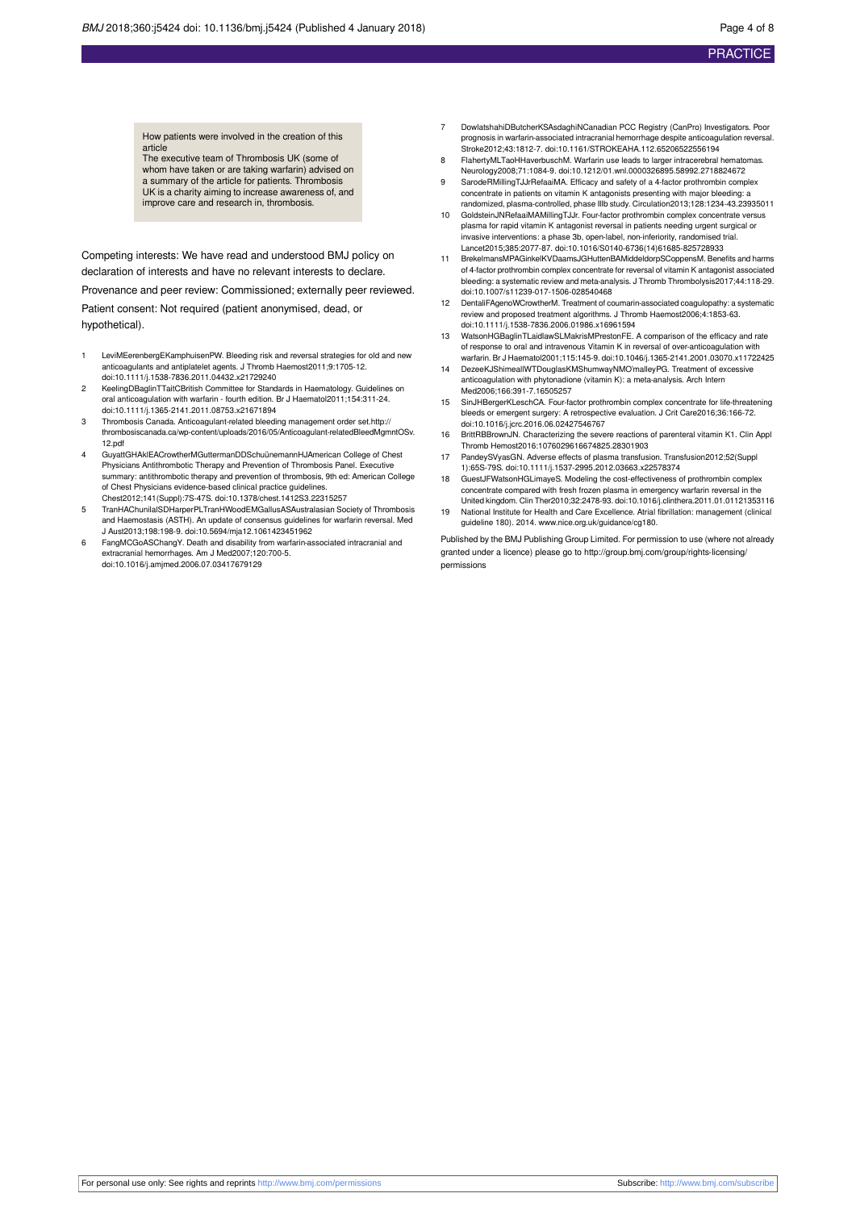How patients were involved in the creation of this article

The executive team of Thrombosis UK (some of whom have taken or are taking warfarin) advised on a summary of the article for patients. Thrombosis UK is a charity aiming to increase awareness of, and improve care and research in, thrombosis.

Competing interests: We have read and understood BMJ policy on declaration of interests and have no relevant interests to declare.

Provenance and peer review: Commissioned; externally peer reviewed.

Patient consent: Not required (patient anonymised, dead, or hypothetical).

1. LeviMEerenbergEKamphuisenPW. Bleeding risk and reversal strategies for old and new anticoagulants and antiplatelet agents. J Thromb Haemost2011;9:1705-12. doi:10.1111/j.1538-7836.2011.04432.x21729240
2. KeelingDBaglinTTaitCBritish Committee for Standards in Haematology. Guidelines on oral anticoagulation with warfarin - fourth edition. Br J Haematol2011;154:311-24. doi:10.1111/j.1365-2141.2011.08753.x21671894
3. Thrombosis Canada. Anticoagulant-related bleeding management order set.http://thrombosiscanada.ca/wp-content/uploads/2016/05/Anticoagulant-relatedBleedMgmntOSv.12.pdf
4. GuyattGHAklEACrowtherMGuttermanDDSchuünemannHJAmerican College of Chest Physicians Antithrombotic Therapy and Prevention of Thrombosis Panel. Executive summary: antithrombotic therapy and prevention of thrombosis, 9th ed: American College of Chest Physicians evidence-based clinical practice guidelines. Chest2012;141(Suppl):7S-47S. doi:10.1378/chest.1412S3.22315257
5. TranHAChunilalSDHarperPLTranHWoodEMGallusASAustralasian Society of Thrombosis and Haemostasis (ASTH). An update of consensus guidelines for warfarin reversal. Med J Aust2013;198:198-9. doi:10.5694/mja12.1061423451962
6. FangMCGoASChangY. Death and disability from warfarin-associated intracranial and extracranial hemorrhages. Am J Med2007;120:700-5. doi:10.1016/j.amjmed.2006.07.03417679129
7. DowlatshahiDButcherKSAsdaghiNCanadian PCC Registry (CanPro) Investigators. Poor prognosis in warfarin-associated intracranial hemorrhage despite anticoagulation reversal. Stroke2012;43:1812-7. doi:10.1161/STROKEAHA.112.65206522556194
8. FlahertyMLTaoHHaverbuschM. Warfarin use leads to larger intracerebral hematomas. Neurology2008;71:1084-9. doi:10.1212/01.wnl.0000326895.58992.2718824672
9. SarodeRMillingTJJrRefaaiMA. Efficacy and safety of a 4-factor prothrombin complex concentrate in patients on vitamin K antagonists presenting with major bleeding: a randomized, plasma-controlled, phase IIIb study. Circulation2013;128:1234-43.23935011
10. GoldsteinJNRefaaiMAMillingTJJr. Four-factor prothrombin complex concentrate versus plasma for rapid vitamin K antagonist reversal in patients needing urgent surgical or invasive interventions: a phase 3b, open-label, non-inferiority, randomised trial. Lancet2015;385:2077-87. doi:10.1016/S0140-6736(14)61685-825728933
11. BrekelmansMPAGinkelKVDaamsJGHuttenBAMiddeldorpSCoppensM. Benefits and harms of 4-factor prothrombin complex concentrate for reversal of vitamin K antagonist associated bleeding: a systematic review and meta-analysis. J Thromb Thrombolysis2017;44:118-29. doi:10.1007/s11239-017-1506-028540468
12. DentaliFAgenoWCrowtherM. Treatment of coumarin-associated coagulopathy: a systematic review and proposed treatment algorithms. J Thromb Haemost2006;4:1853-63. doi:10.1111/j.1538-7836.2006.01986.x16961594
13. WatsonHGBaglinTLaidlawSLMakrisMPrestonFE. A comparison of the efficacy and rate of response to oral and intravenous Vitamin K in reversal of over-anticoagulation with warfarin. Br J Haematol2001;115:145-9. doi:10.1046/j.1365-2141.2001.03070.x11722425
14. DezeeKJShimeallWTDouglasKMShumwayNMO'malleyPG. Treatment of excessive anticoagulation with phytonadione (vitamin K): a meta-analysis. Arch Intern Med2006;166:391-7.16505257
15. SinJHBergerKLeschCA. Four-factor prothrombin complex concentrate for life-threatening bleeds or emergent surgery: A retrospective evaluation. J Crit Care2016;36:166-72. doi:10.1016/j.jcrc.2016.06.02427546767
16. BrittRBBrownJN. Characterizing the severe reactions of parenteral vitamin K1. Clin Appl Thromb Hemost2016:1076029616674825.28301903
17. PandeySVyasGN. Adverse effects of plasma transfusion. Transfusion2012;52(Suppl 1):65S-79S. doi:10.1111/j.1537-2995.2012.03663.x22578374
18. GuestJFWatsonHGLimayeS. Modeling the cost-effectiveness of prothrombin complex concentrate compared with fresh frozen plasma in emergency warfarin reversal in the United kingdom. Clin Ther2010;32:2478-93. doi:10.1016/j.clinthera.2011.01.01121353116
19. National Institute for Health and Care Excellence. Atrial fibrillation: management (clinical guideline 180). 2014. www.nice.org.uk/guidance/cg180.

Published by the BMJ Publishing Group Limited. For permission to use (where not already granted under a licence) please go to http://group.bmj.com/group/rights-licensing/permissions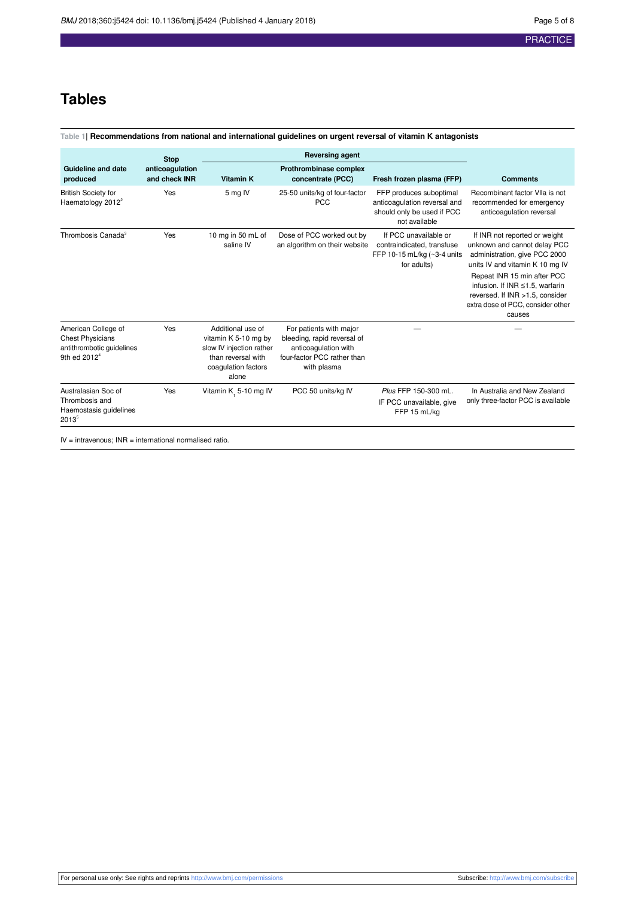# Tables

**Table 1| Recommendations from national and international guidelines on urgent reversal of vitamin K antagonists**

| Guideline and date produced | Stop anticoagulation and check INR | Reversing agent | | | Comments |
|---|---|---|---|---|---|
| | | Vitamin K | Prothrombinase complex concentrate (PCC) | Fresh frozen plasma (FFP) | |
| British Society for Haematology 2012[2] | Yes | 5 mg IV | 25-50 units/kg of four-factor PCC | FFP produces suboptimal anticoagulation reversal and should only be used if PCC not available | Recombinant factor VIIa is not recommended for emergency anticoagulation reversal |
| Thrombosis Canada[3] | Yes | 10 mg in 50 mL of saline IV | Dose of PCC worked out by an algorithm on their website | If PCC unavailable or contraindicated, transfuse FFP 10-15 mL/kg (~3-4 units for adults) | If INR not reported or weight unknown and cannot delay PCC administration, give PCC 2000 units IV and vitamin K 10 mg IV. Repeat INR 15 min after PCC infusion. If INR ≤1.5, warfarin reversed. If INR >1.5, consider extra dose of PCC, consider other causes |
| American College of Chest Physicians antithrombotic guidelines 9th ed 2012[4] | Yes | Additional use of vitamin K 5-10 mg by slow IV injection rather than reversal with coagulation factors alone | For patients with major bleeding, rapid reversal of anticoagulation with four-factor PCC rather than with plasma | — | — |
| Australasian Soc of Thrombosis and Haemostasis guidelines 2013[5] | Yes | Vitamin $K_1$ 5-10 mg IV | PCC 50 units/kg IV | *Plus* FFP 150-300 mL. IF PCC unavailable, give FFP 15 mL/kg | In Australia and New Zealand only three-factor PCC is available |

IV = intravenous; INR = international normalised ratio.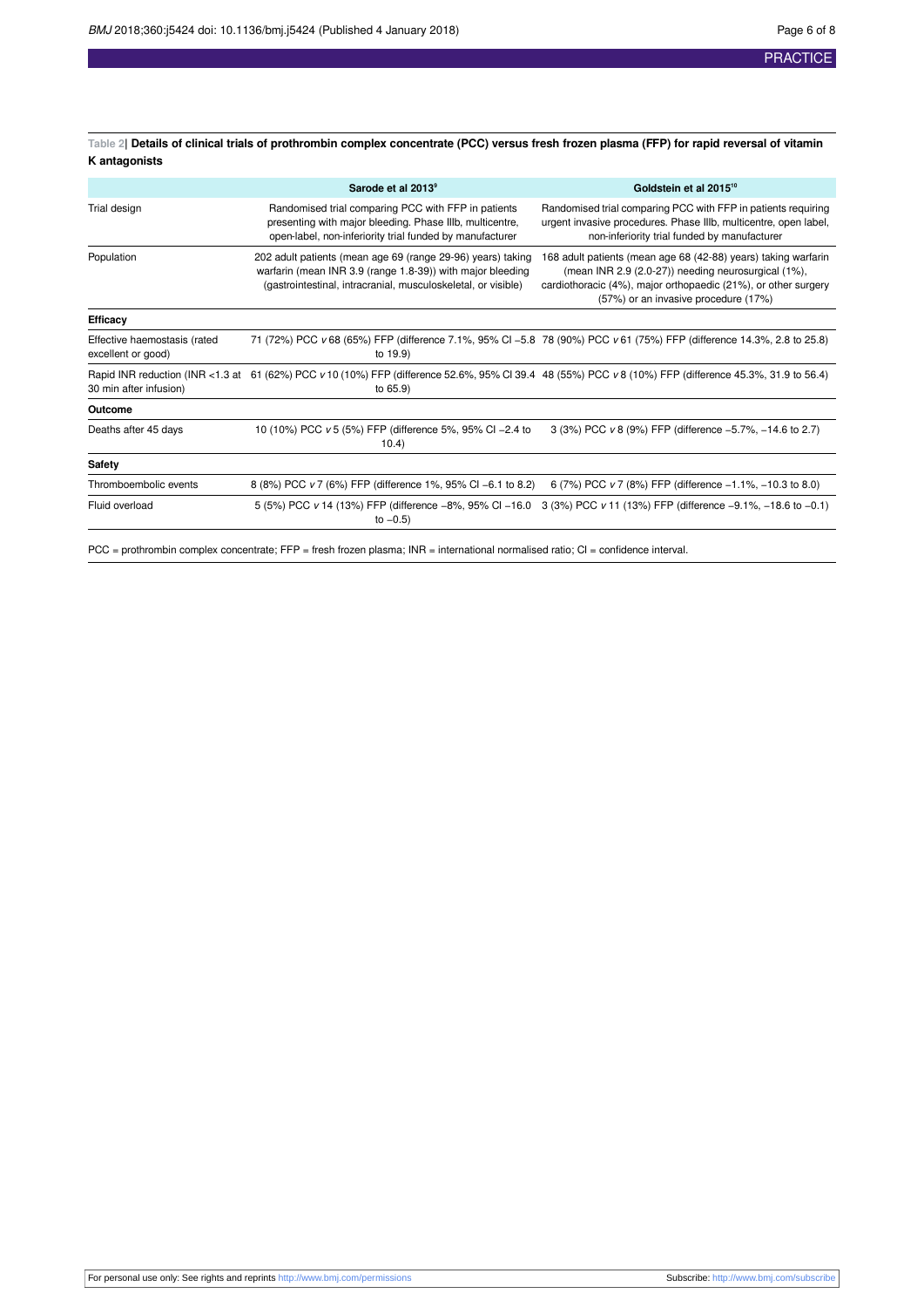**Table 2| Details of clinical trials of prothrombin complex concentrate (PCC) versus fresh frozen plasma (FFP) for rapid reversal of vitamin K antagonists**

| | Sarode et al 2013[9] | Goldstein et al 2015[10] |
|---|---|---|
| Trial design | Randomised trial comparing PCC with FFP in patients presenting with major bleeding. Phase IIIb, multicentre, open-label, non-inferiority trial funded by manufacturer | Randomised trial comparing PCC with FFP in patients requiring urgent invasive procedures. Phase IIIb, multicentre, open label, non-inferiority trial funded by manufacturer |
| Population | 202 adult patients (mean age 69 (range 29-96) years) taking warfarin (mean INR 3.9 (range 1.8-39)) with major bleeding (gastrointestinal, intracranial, musculoskeletal, or visible) | 168 adult patients (mean age 68 (42-88) years) taking warfarin (mean INR 2.9 (2.0-27)) needing neurosurgical (1%), cardiothoracic (4%), major orthopaedic (21%), or other surgery (57%) or an invasive procedure (17%) |
| **Efficacy** | | |
| Effective haemostasis (rated excellent or good) | 71 (72%) PCC *v* 68 (65%) FFP (difference 7.1%, 95% CI −5.8 to 19.9) | 78 (90%) PCC *v* 61 (75%) FFP (difference 14.3%, 2.8 to 25.8) |
| Rapid INR reduction (INR <1.3 at 30 min after infusion) | 61 (62%) PCC *v* 10 (10%) FFP (difference 52.6%, 95% CI 39.4 to 65.9) | 48 (55%) PCC *v* 8 (10%) FFP (difference 45.3%, 31.9 to 56.4) |
| **Outcome** | | |
| Deaths after 45 days | 10 (10%) PCC *v* 5 (5%) FFP (difference 5%, 95% CI −2.4 to 10.4) | 3 (3%) PCC *v* 8 (9%) FFP (difference −5.7%, −14.6 to 2.7) |
| **Safety** | | |
| Thromboembolic events | 8 (8%) PCC *v* 7 (6%) FFP (difference 1%, 95% CI −6.1 to 8.2) | 6 (7%) PCC *v* 7 (8%) FFP (difference −1.1%, −10.3 to 8.0) |
| Fluid overload | 5 (5%) PCC *v* 14 (13%) FFP (difference −8%, 95% CI −16.0 to −0.5) | 3 (3%) PCC *v* 11 (13%) FFP (difference −9.1%, −18.6 to −0.1) |

PCC = prothrombin complex concentrate; FFP = fresh frozen plasma; INR = international normalised ratio; CI = confidence interval.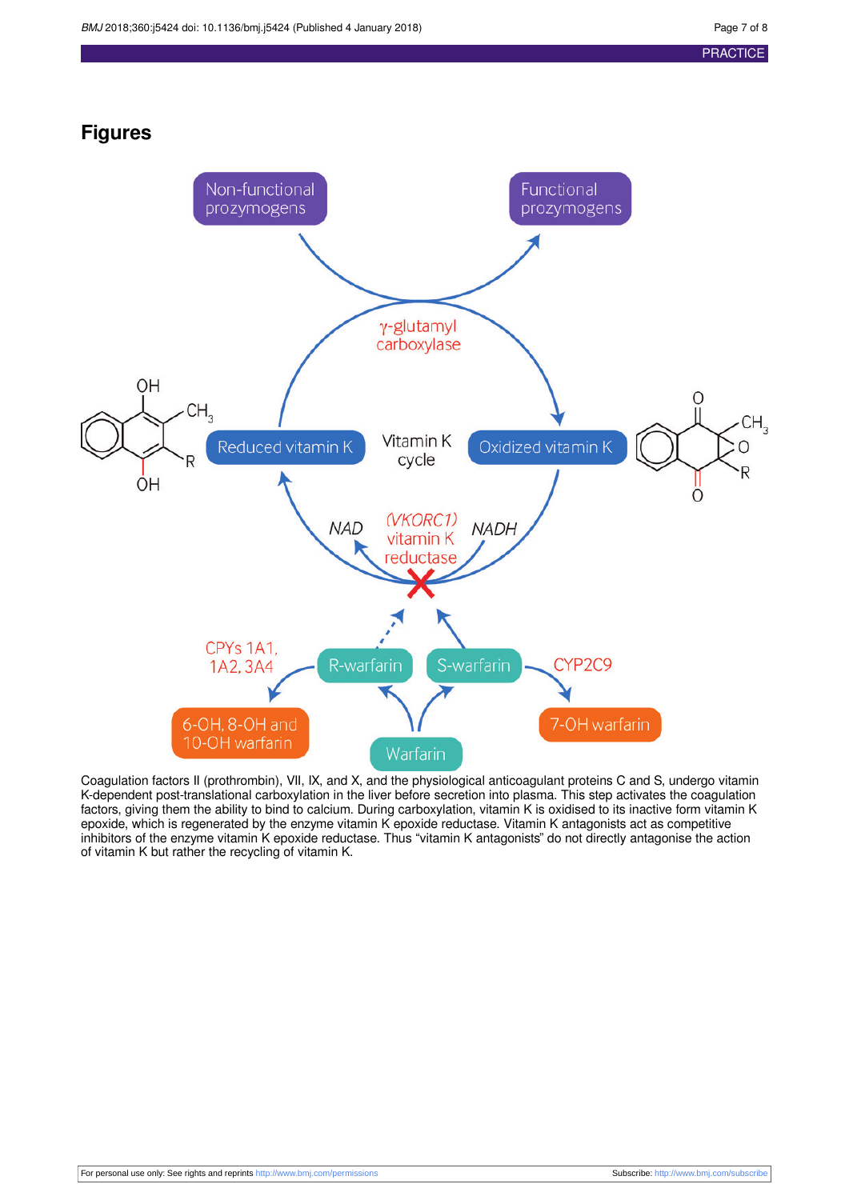## Figures

Coagulation factors II (prothrombin), VII, IX, and X, and the physiological anticoagulant proteins C and S, undergo vitamin K-dependent post-translational carboxylation in the liver before secretion into plasma. This step activates the coagulation factors, giving them the ability to bind to calcium. During carboxylation, vitamin K is oxidised to its inactive form vitamin K epoxide, which is regenerated by the enzyme vitamin K epoxide reductase. Vitamin K antagonists act as competitive inhibitors of the enzyme vitamin K epoxide reductase. Thus "vitamin K antagonists" do not directly antagonise the action of vitamin K but rather the recycling of vitamin K.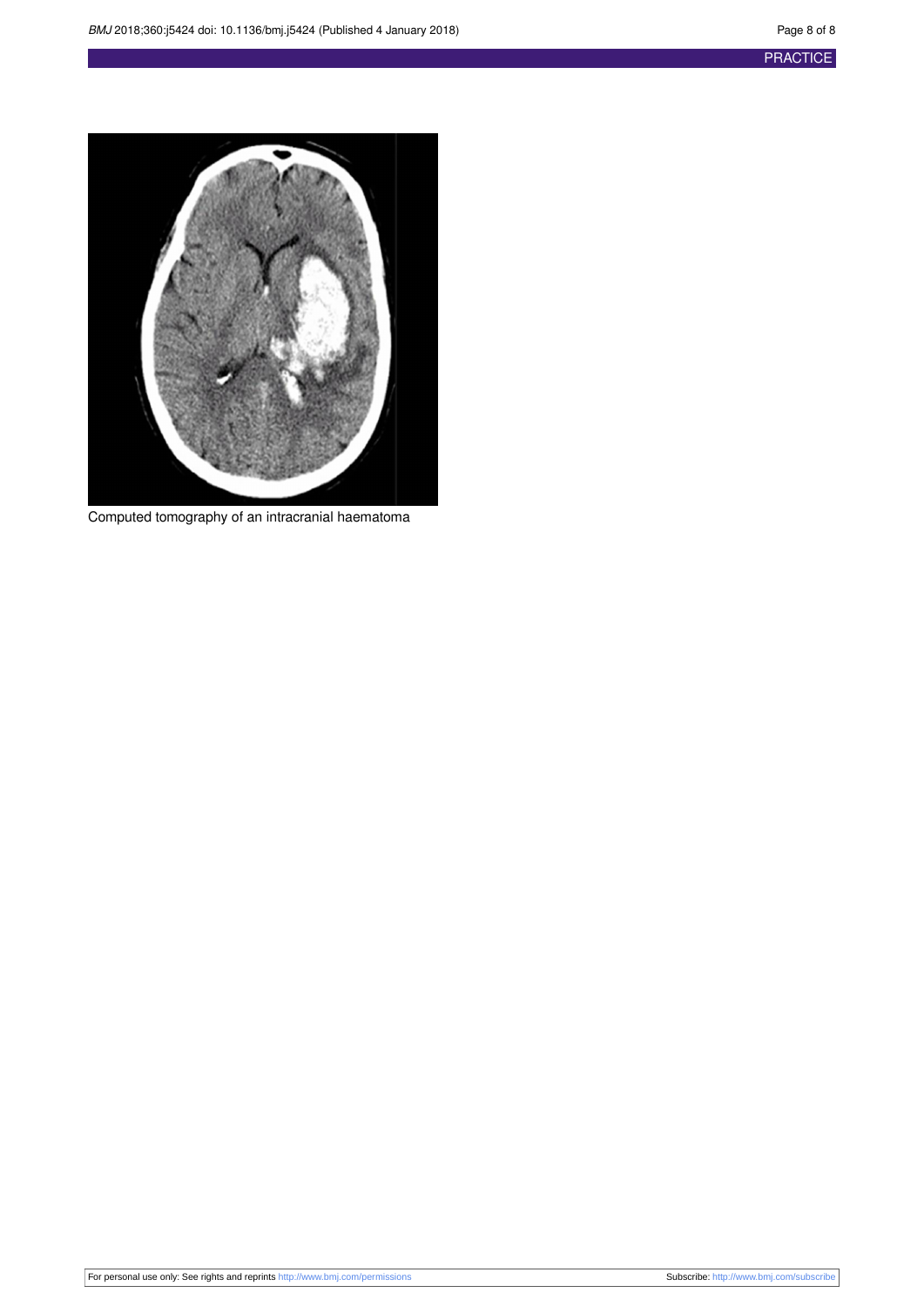Computed tomography of an intracranial haematoma